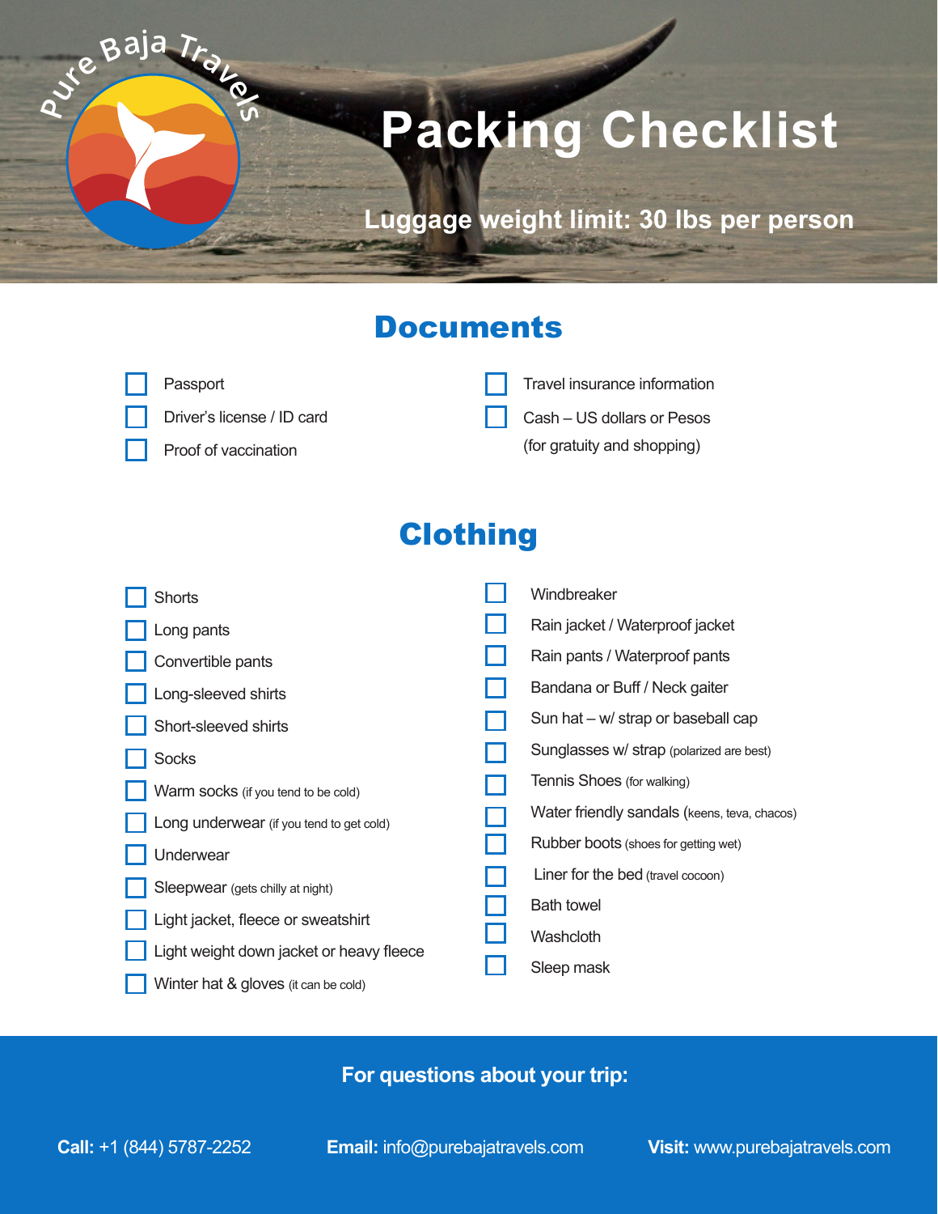Pure Baja Travels

# Packing Checklist

**Luggage weight limit: 30 lbs per person**

## Documents

- [ ] Passport
- [ ] Driver's license / ID card
- [ ] Proof of vaccination
- [ ] Travel insurance information
- [ ] Cash – US dollars or Pesos (for gratuity and shopping)

## Clothing

- [ ] Shorts
- [ ] Long pants
- [ ] Convertible pants
- [ ] Long-sleeved shirts
- [ ] Short-sleeved shirts
- [ ] Socks
- [ ] Warm socks (if you tend to be cold)
- [ ] Long underwear (if you tend to get cold)
- [ ] Underwear
- [ ] Sleepwear (gets chilly at night)
- [ ] Light jacket, fleece or sweatshirt
- [ ] Light weight down jacket or heavy fleece
- [ ] Winter hat & gloves (it can be cold)
- [ ] Windbreaker
- [ ] Rain jacket / Waterproof jacket
- [ ] Rain pants / Waterproof pants
- [ ] Bandana or Buff / Neck gaiter
- [ ] Sun hat – w/ strap or baseball cap
- [ ] Sunglasses w/ strap (polarized are best)
- [ ] Tennis Shoes (for walking)
- [ ] Water friendly sandals (keens, teva, chacos)
- [ ] Rubber boots (shoes for getting wet)
- [ ] Liner for the bed (travel cocoon)
- [ ] Bath towel
- [ ] Washcloth
- [ ] Sleep mask

**For questions about your trip:**

**Call:** +1 (844) 5787-2252 **Email:** info@purebajatravels.com **Visit:** www.purebajatravels.com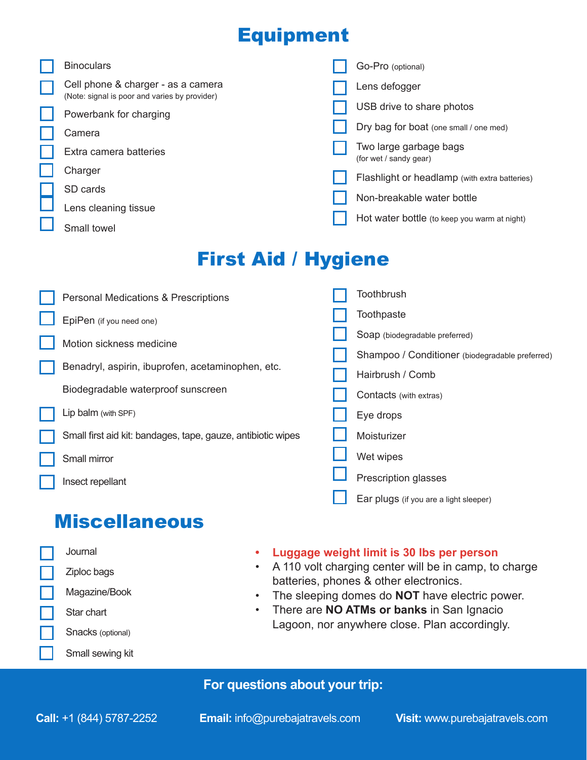# Equipment

- [ ] Binoculars
- [ ] Cell phone & charger - as a camera
  (Note: signal is poor and varies by provider)
- [ ] Powerbank for charging
- [ ] Camera
- [ ] Extra camera batteries
- [ ] Charger
- [ ] SD cards
- [ ] Lens cleaning tissue
- [ ] Small towel
- [ ] Go-Pro (optional)
- [ ] Lens defogger
- [ ] USB drive to share photos
- [ ] Dry bag for boat (one small / one med)
- [ ] Two large garbage bags
  (for wet / sandy gear)
- [ ] Flashlight or headlamp (with extra batteries)
- [ ] Non-breakable water bottle
- [ ] Hot water bottle (to keep you warm at night)

# First Aid / Hygiene

- [ ] Personal Medications & Prescriptions
- [ ] EpiPen (if you need one)
- [ ] Motion sickness medicine
- [ ] Benadryl, aspirin, ibuprofen, acetaminophen, etc.

Biodegradable waterproof sunscreen

- [ ] Lip balm (with SPF)
- [ ] Small first aid kit: bandages, tape, gauze, antibiotic wipes
- [ ] Small mirror
- [ ] Insect repellant
- [ ] Toothbrush
- [ ] Toothpaste
- [ ] Soap (biodegradable preferred)
- [ ] Shampoo / Conditioner (biodegradable preferred)
- [ ] Hairbrush / Comb
- [ ] Contacts (with extras)
- [ ] Eye drops
- [ ] Moisturizer
- [ ] Wet wipes
- [ ] Prescription glasses
- [ ] Ear plugs (if you are a light sleeper)

# Miscellaneous

- [ ] Journal
- [ ] Ziploc bags
- [ ] Magazine/Book
- [ ] Star chart
- [ ] Snacks (optional)
- [ ] Small sewing kit

- **Luggage weight limit is 30 lbs per person**
- A 110 volt charging center will be in camp, to charge batteries, phones & other electronics.
- The sleeping domes do **NOT** have electric power.
- There are **NO ATMs or banks** in San Ignacio Lagoon, nor anywhere close. Plan accordingly.

**For questions about your trip:**

**Call:** +1 (844) 5787-2252 **Email:** info@purebajatravels.com **Visit:** www.purebajatravels.com